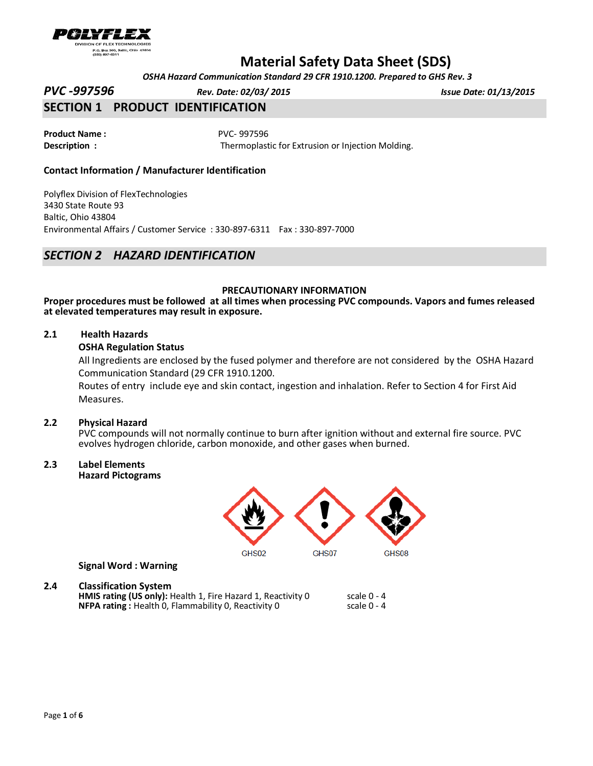POLYFLEX
DIVISION OF FLEX TECHNOLOGIES
P.O. Box 300, Baltic, Ohio 43804
(330) 897-6311

# Material Safety Data Sheet (SDS)

*OSHA Hazard Communication Standard 29 CFR 1910.1200. Prepared to GHS Rev. 3*

***PVC -997596*** ***Rev. Date: 02/03/ 2015*** ***Issue Date: 01/13/2015***

## SECTION 1 PRODUCT IDENTIFICATION

**Product Name :** PVC- 997596
**Description :** Thermoplastic for Extrusion or Injection Molding.

**Contact Information / Manufacturer Identification**

Polyflex Division of FlexTechnologies
3430 State Route 93
Baltic, Ohio 43804
Environmental Affairs / Customer Service : 330-897-6311 Fax : 330-897-7000

## *SECTION 2 HAZARD IDENTIFICATION*

**PRECAUTIONARY INFORMATION**

**Proper procedures must be followed at all times when processing PVC compounds. Vapors and fumes released at elevated temperatures may result in exposure.**

**2.1 Health Hazards**

**OSHA Regulation Status**

All Ingredients are enclosed by the fused polymer and therefore are not considered by the OSHA Hazard Communication Standard (29 CFR 1910.1200.

Routes of entry include eye and skin contact, ingestion and inhalation. Refer to Section 4 for First Aid Measures.

**2.2 Physical Hazard**

PVC compounds will not normally continue to burn after ignition without and external fire source. PVC evolves hydrogen chloride, carbon monoxide, and other gases when burned.

**2.3 Label Elements**

**Hazard Pictograms**

GHS02 GHS07 GHS08

**Signal Word : Warning**

**2.4 Classification System**

**HMIS rating (US only):** Health 1, Fire Hazard 1, Reactivity 0 scale 0 - 4
**NFPA rating :** Health 0, Flammability 0, Reactivity 0 scale 0 - 4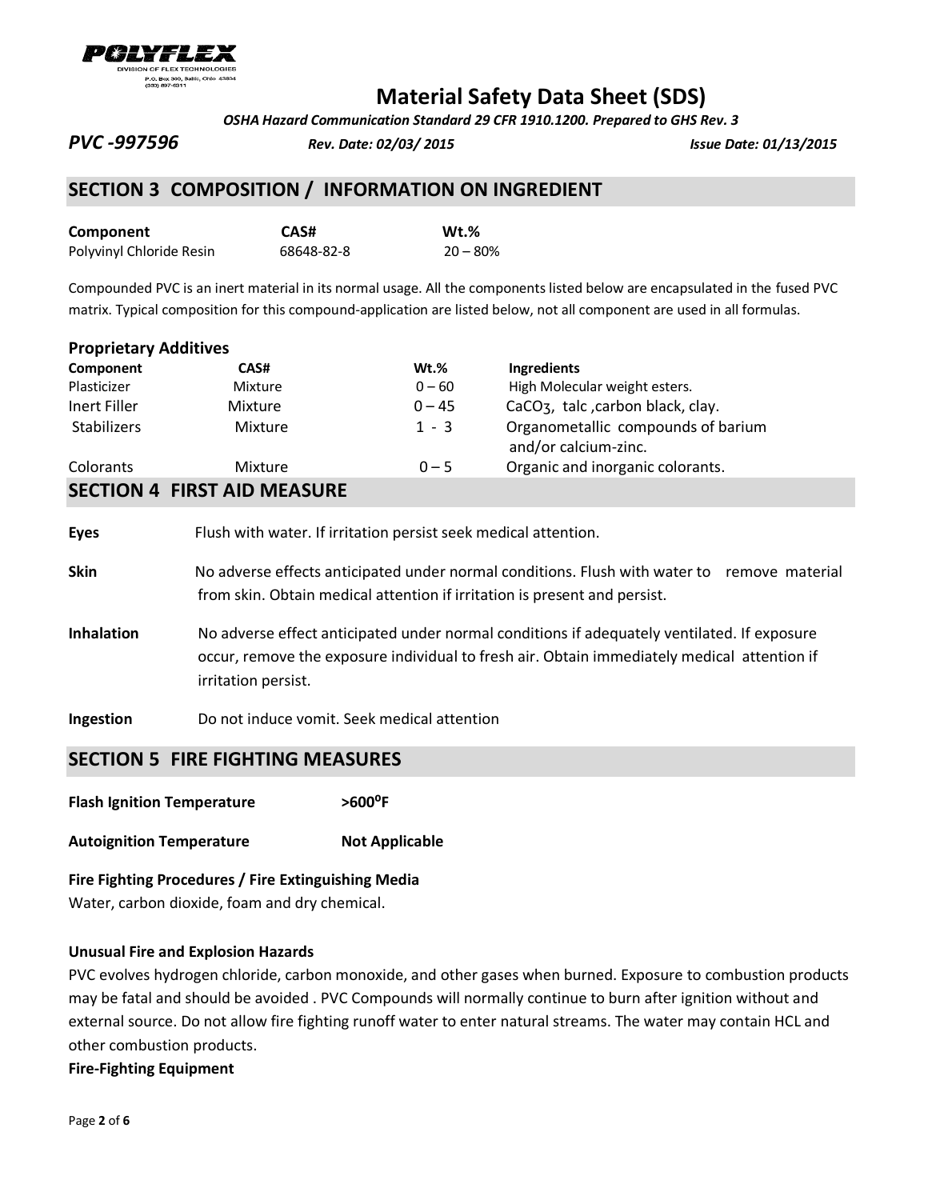# Material Safety Data Sheet (SDS)

*OSHA Hazard Communication Standard 29 CFR 1910.1200. Prepared to GHS Rev. 3*

***PVC -997596*** ***Rev. Date: 02/03/ 2015*** ***Issue Date: 01/13/2015***

## SECTION 3 COMPOSITION / INFORMATION ON INGREDIENT

| Component | CAS# | Wt.% |
|---|---|---|
| Polyvinyl Chloride Resin | 68648-82-8 | 20 – 80% |

Compounded PVC is an inert material in its normal usage. All the components listed below are encapsulated in the fused PVC matrix. Typical composition for this compound-application are listed below, not all component are used in all formulas.

**Proprietary Additives**

| Component | CAS# | Wt.% | Ingredients |
|---|---|---|---|
| Plasticizer | Mixture | 0 – 60 | High Molecular weight esters. |
| Inert Filler | Mixture | 0 – 45 | $CaCO_3$, talc ,carbon black, clay. |
| Stabilizers | Mixture | 1 - 3 | Organometallic compounds of barium and/or calcium-zinc. |
| Colorants | Mixture | 0 – 5 | Organic and inorganic colorants. |

## SECTION 4 FIRST AID MEASURE

**Eyes** Flush with water. If irritation persist seek medical attention.

**Skin** No adverse effects anticipated under normal conditions. Flush with water to remove material from skin. Obtain medical attention if irritation is present and persist.

**Inhalation** No adverse effect anticipated under normal conditions if adequately ventilated. If exposure occur, remove the exposure individual to fresh air. Obtain immediately medical attention if irritation persist.

**Ingestion** Do not induce vomit. Seek medical attention

## SECTION 5 FIRE FIGHTING MEASURES

**Flash Ignition Temperature** **>600°F**

**Autoignition Temperature** **Not Applicable**

**Fire Fighting Procedures / Fire Extinguishing Media**

Water, carbon dioxide, foam and dry chemical.

**Unusual Fire and Explosion Hazards**

PVC evolves hydrogen chloride, carbon monoxide, and other gases when burned. Exposure to combustion products may be fatal and should be avoided . PVC Compounds will normally continue to burn after ignition without and external source. Do not allow fire fighting runoff water to enter natural streams. The water may contain HCL and other combustion products.

**Fire-Fighting Equipment**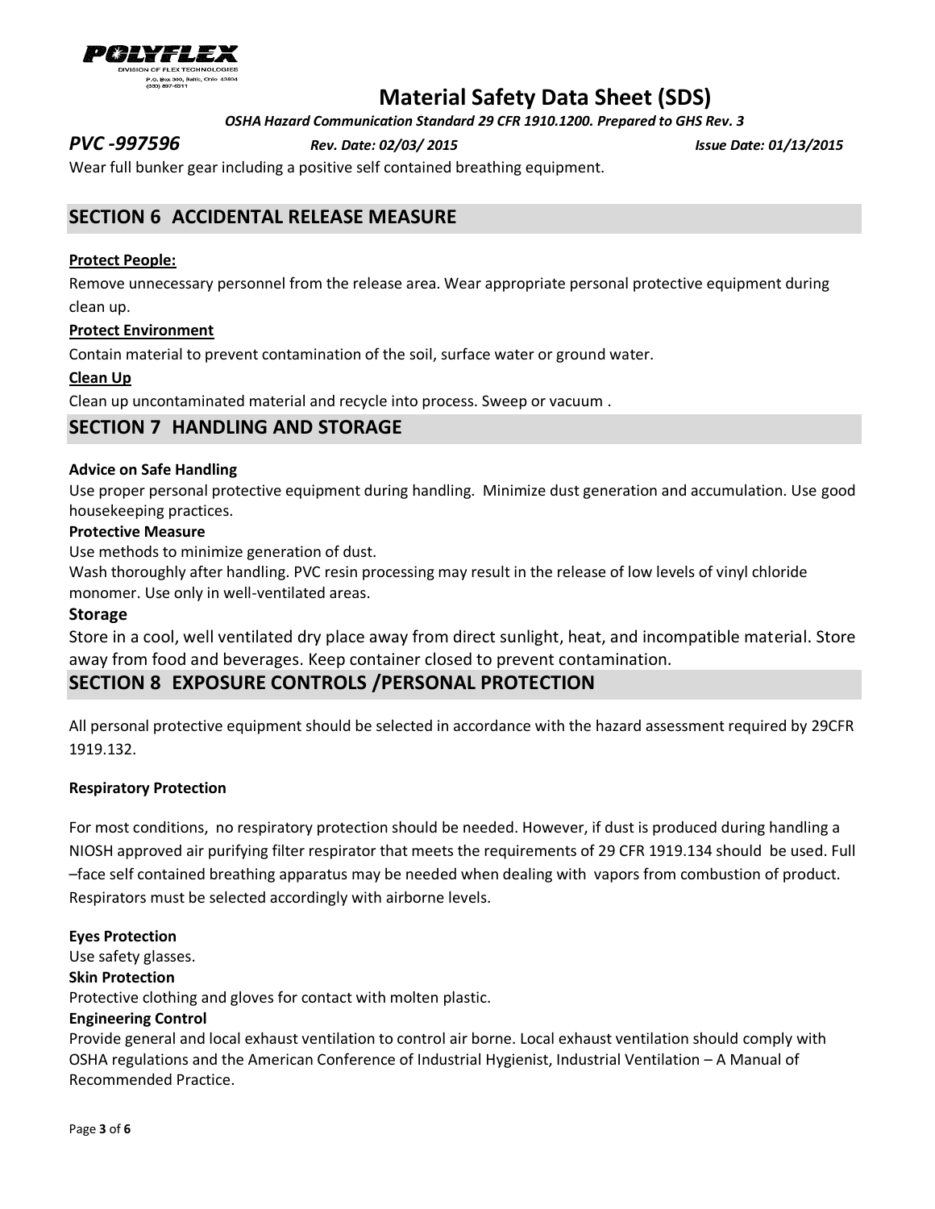Wear full bunker gear including a positive self contained breathing equipment.

## SECTION 6 ACCIDENTAL RELEASE MEASURE

**Protect People:**

Remove unnecessary personnel from the release area. Wear appropriate personal protective equipment during clean up.

**Protect Environment**

Contain material to prevent contamination of the soil, surface water or ground water.

**Clean Up**

Clean up uncontaminated material and recycle into process. Sweep or vacuum .

## SECTION 7 HANDLING AND STORAGE

**Advice on Safe Handling**

Use proper personal protective equipment during handling. Minimize dust generation and accumulation. Use good housekeeping practices.

**Protective Measure**

Use methods to minimize generation of dust.

Wash thoroughly after handling. PVC resin processing may result in the release of low levels of vinyl chloride monomer. Use only in well-ventilated areas.

**Storage**

Store in a cool, well ventilated dry place away from direct sunlight, heat, and incompatible material. Store away from food and beverages. Keep container closed to prevent contamination.

## SECTION 8 EXPOSURE CONTROLS /PERSONAL PROTECTION

All personal protective equipment should be selected in accordance with the hazard assessment required by 29CFR 1919.132.

**Respiratory Protection**

For most conditions, no respiratory protection should be needed. However, if dust is produced during handling a NIOSH approved air purifying filter respirator that meets the requirements of 29 CFR 1919.134 should be used. Full –face self contained breathing apparatus may be needed when dealing with vapors from combustion of product. Respirators must be selected accordingly with airborne levels.

**Eyes Protection**

Use safety glasses.

**Skin Protection**

Protective clothing and gloves for contact with molten plastic.

**Engineering Control**

Provide general and local exhaust ventilation to control air borne. Local exhaust ventilation should comply with OSHA regulations and the American Conference of Industrial Hygienist, Industrial Ventilation – A Manual of Recommended Practice.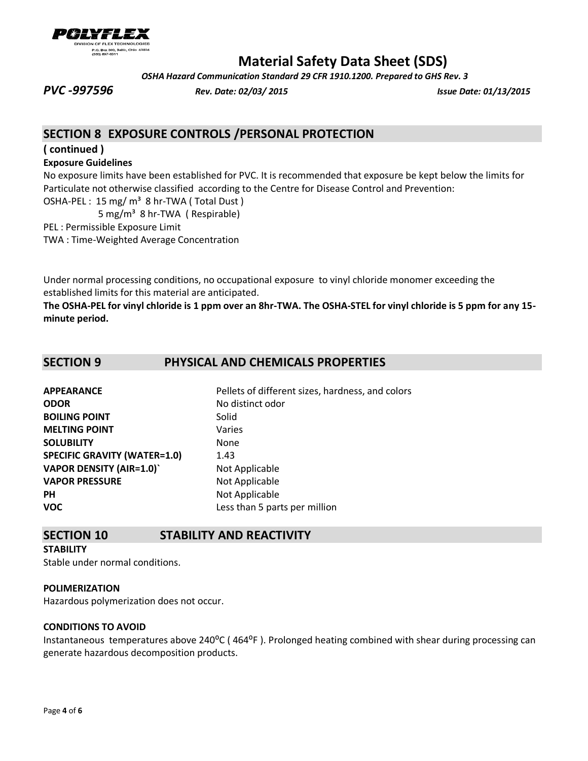## SECTION 8 EXPOSURE CONTROLS /PERSONAL PROTECTION

**( continued )**

**Exposure Guidelines**

No exposure limits have been established for PVC. It is recommended that exposure be kept below the limits for Particulate not otherwise classified according to the Centre for Disease Control and Prevention:

OSHA-PEL : 15 mg/ m³ 8 hr-TWA ( Total Dust )
5 mg/m³ 8 hr-TWA ( Respirable)

PEL : Permissible Exposure Limit

TWA : Time-Weighted Average Concentration

Under normal processing conditions, no occupational exposure to vinyl chloride monomer exceeding the established limits for this material are anticipated.

**The OSHA-PEL for vinyl chloride is 1 ppm over an 8hr-TWA. The OSHA-STEL for vinyl chloride is 5 ppm for any 15-minute period.**

## SECTION 9 PHYSICAL AND CHEMICALS PROPERTIES

| | |
|---|---|
| **APPEARANCE** | Pellets of different sizes, hardness, and colors |
| **ODOR** | No distinct odor |
| **BOILING POINT** | Solid |
| **MELTING POINT** | Varies |
| **SOLUBILITY** | None |
| **SPECIFIC GRAVITY (WATER=1.0)** | 1.43 |
| **VAPOR DENSITY (AIR=1.0)`** | Not Applicable |
| **VAPOR PRESSURE** | Not Applicable |
| **PH** | Not Applicable |
| **VOC** | Less than 5 parts per million |

## SECTION 10 STABILITY AND REACTIVITY

**STABILITY**

Stable under normal conditions.

**POLIMERIZATION**

Hazardous polymerization does not occur.

**CONDITIONS TO AVOID**

Instantaneous temperatures above 240ºC ( 464ºF ). Prolonged heating combined with shear during processing can generate hazardous decomposition products.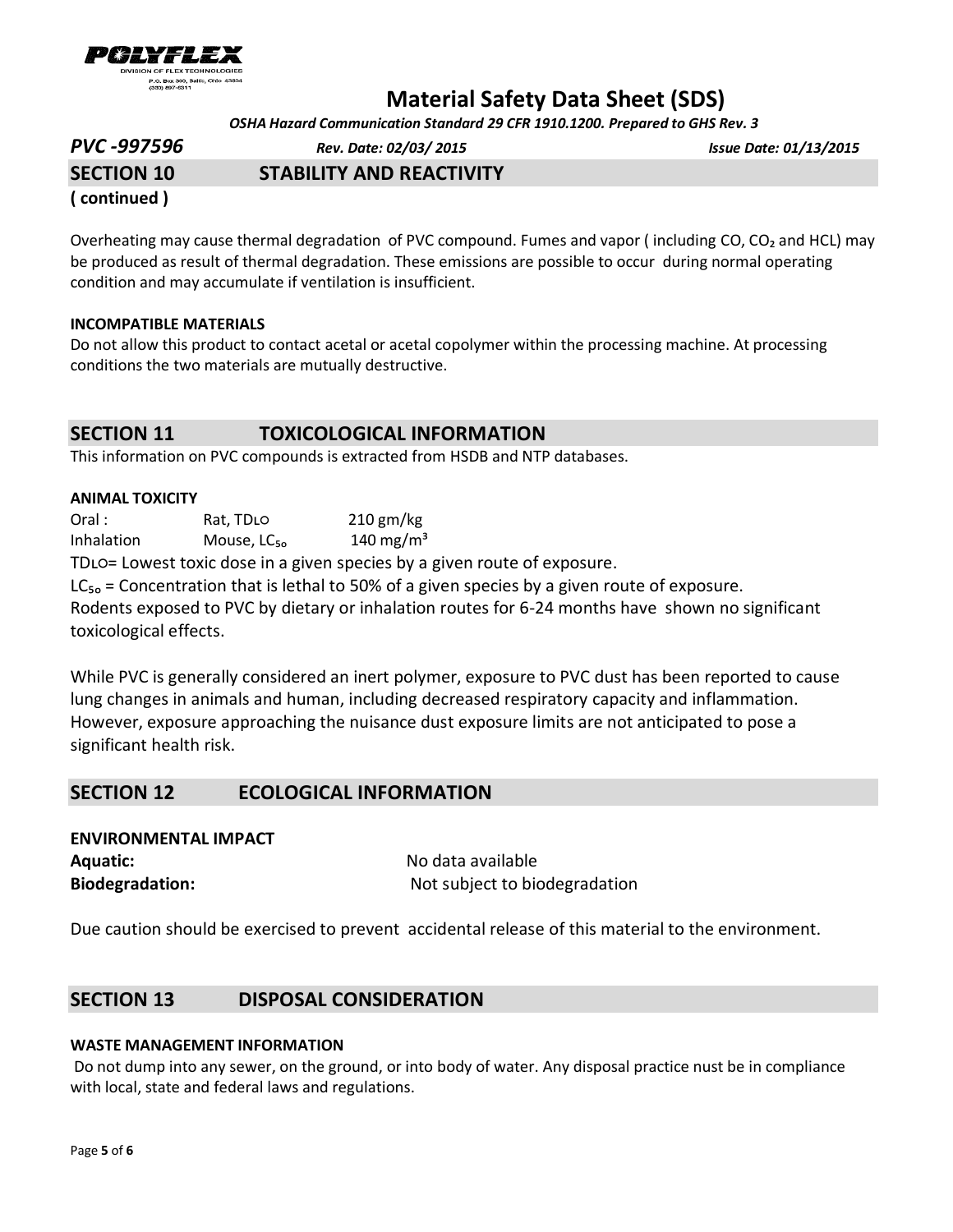## SECTION 10 STABILITY AND REACTIVITY

**( continued )**

Overheating may cause thermal degradation of PVC compound. Fumes and vapor ( including CO, $CO_2$ and HCL) may be produced as result of thermal degradation. These emissions are possible to occur during normal operating condition and may accumulate if ventilation is insufficient.

**INCOMPATIBLE MATERIALS**

Do not allow this product to contact acetal or acetal copolymer within the processing machine. At processing conditions the two materials are mutually destructive.

## SECTION 11 TOXICOLOGICAL INFORMATION

This information on PVC compounds is extracted from HSDB and NTP databases.

**ANIMAL TOXICITY**

| | | |
|---|---|---|
| Oral : | Rat, $TD_{LO}$ | 210 gm/kg |
| Inhalation | Mouse, $LC_{50}$ | 140 $mg/m^3$ |

$TD_{LO}$= Lowest toxic dose in a given species by a given route of exposure.

$LC_{50}$ = Concentration that is lethal to 50% of a given species by a given route of exposure.

Rodents exposed to PVC by dietary or inhalation routes for 6-24 months have shown no significant toxicological effects.

While PVC is generally considered an inert polymer, exposure to PVC dust has been reported to cause lung changes in animals and human, including decreased respiratory capacity and inflammation. However, exposure approaching the nuisance dust exposure limits are not anticipated to pose a significant health risk.

## SECTION 12 ECOLOGICAL INFORMATION

**ENVIRONMENTAL IMPACT**

| | |
|---|---|
| **Aquatic:** | No data available |
| **Biodegradation:** | Not subject to biodegradation |

Due caution should be exercised to prevent accidental release of this material to the environment.

## SECTION 13 DISPOSAL CONSIDERATION

**WASTE MANAGEMENT INFORMATION**

Do not dump into any sewer, on the ground, or into body of water. Any disposal practice nust be in compliance with local, state and federal laws and regulations.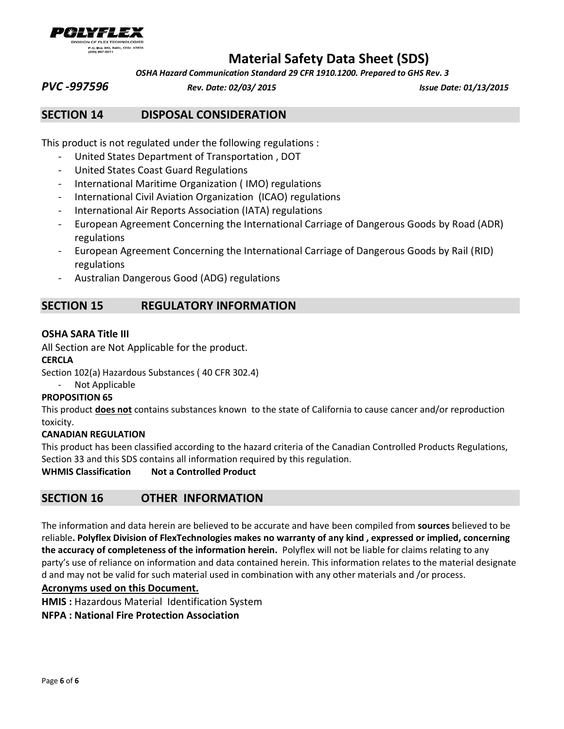# Material Safety Data Sheet (SDS)

*OSHA Hazard Communication Standard 29 CFR 1910.1200. Prepared to GHS Rev. 3*

***PVC -997596*** ***Rev. Date: 02/03/ 2015*** ***Issue Date: 01/13/2015***

## SECTION 14 DISPOSAL CONSIDERATION

This product is not regulated under the following regulations :

- United States Department of Transportation , DOT
- United States Coast Guard Regulations
- International Maritime Organization ( IMO) regulations
- International Civil Aviation Organization (ICAO) regulations
- International Air Reports Association (IATA) regulations
- European Agreement Concerning the International Carriage of Dangerous Goods by Road (ADR) regulations
- European Agreement Concerning the International Carriage of Dangerous Goods by Rail (RID) regulations
- Australian Dangerous Good (ADG) regulations

## SECTION 15 REGULATORY INFORMATION

**OSHA SARA Title III**

All Section are Not Applicable for the product.

**CERCLA**

Section 102(a) Hazardous Substances ( 40 CFR 302.4)

- Not Applicable

**PROPOSITION 65**

This product **<u>does not</u>** contains substances known to the state of California to cause cancer and/or reproduction toxicity.

**CANADIAN REGULATION**

This product has been classified according to the hazard criteria of the Canadian Controlled Products Regulations, Section 33 and this SDS contains all information required by this regulation.

**WHMIS Classification Not a Controlled Product**

## SECTION 16 OTHER INFORMATION

The information and data herein are believed to be accurate and have been compiled from **sources** believed to be reliable**. Polyflex Division of FlexTechnologies makes no warranty of any kind , expressed or implied, concerning the accuracy of completeness of the information herein.** Polyflex will not be liable for claims relating to any party's use of reliance on information and data contained herein. This information relates to the material designate d and may not be valid for such material used in combination with any other materials and /or process.

**<u>Acronyms used on this Document.</u>**

**HMIS :** Hazardous Material Identification System

**NFPA : National Fire Protection Association**